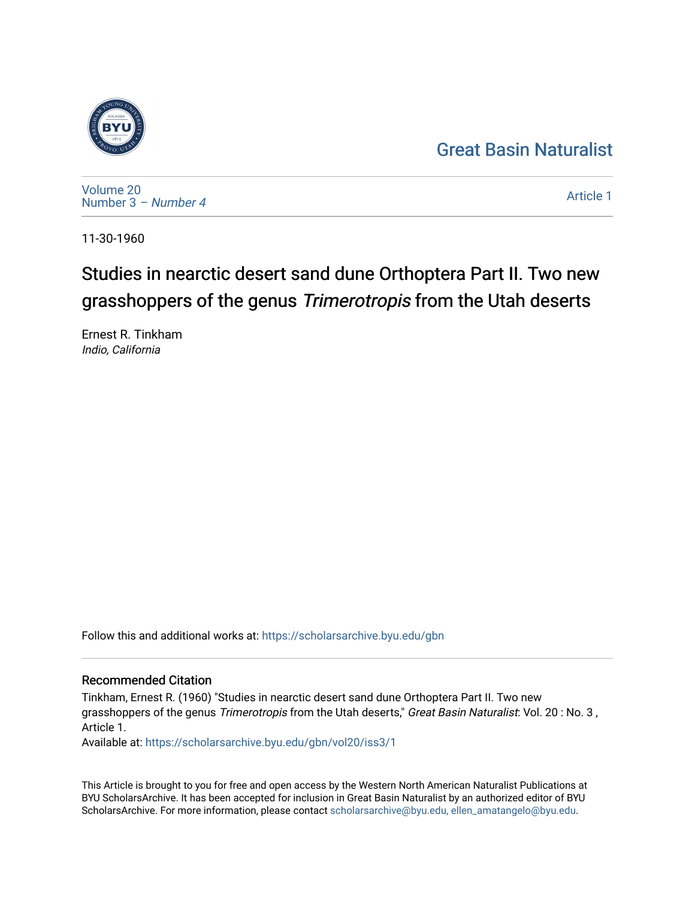Great Basin Naturalist

Volume 20
Number 3 – *Number 4*

Article 1

11-30-1960

# Studies in nearctic desert sand dune Orthoptera Part II. Two new grasshoppers of the genus *Trimerotropis* from the Utah deserts

Ernest R. Tinkham
*Indio, California*

Follow this and additional works at: https://scholarsarchive.byu.edu/gbn

## Recommended Citation

Tinkham, Ernest R. (1960) "Studies in nearctic desert sand dune Orthoptera Part II. Two new grasshoppers of the genus *Trimerotropis* from the Utah deserts," *Great Basin Naturalist*: Vol. 20 : No. 3 , Article 1.
Available at: https://scholarsarchive.byu.edu/gbn/vol20/iss3/1

This Article is brought to you for free and open access by the Western North American Naturalist Publications at BYU ScholarsArchive. It has been accepted for inclusion in Great Basin Naturalist by an authorized editor of BYU ScholarsArchive. For more information, please contact scholarsarchive@byu.edu, ellen_amatangelo@byu.edu.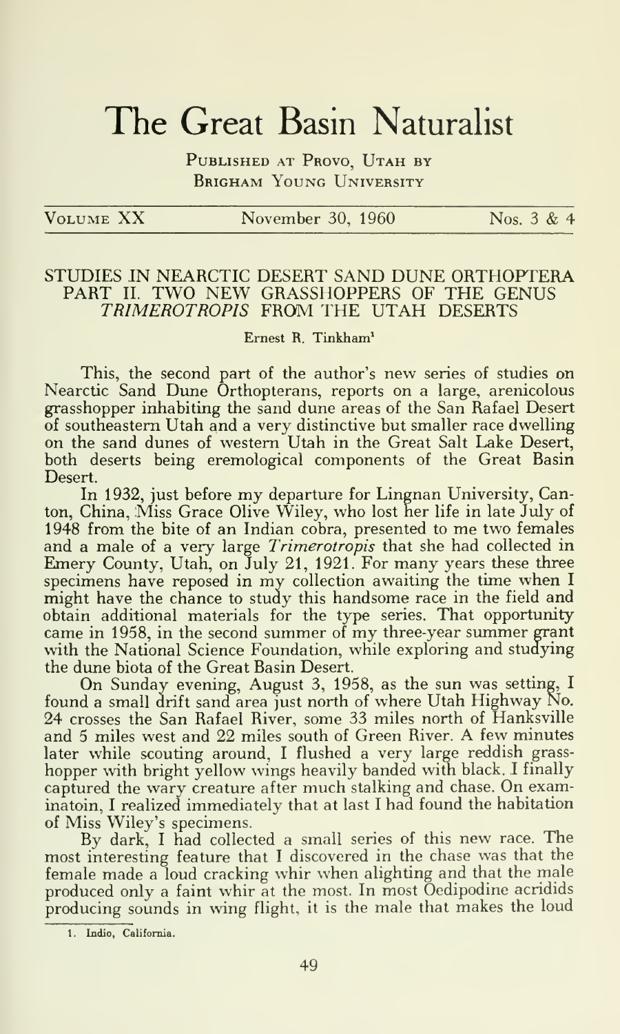# The Great Basin Naturalist

Published at Provo, Utah by
Brigham Young University

Volume XX — November 30, 1960 — Nos. 3 & 4

## STUDIES IN NEARCTIC DESERT SAND DUNE ORTHOPTERA PART II. TWO NEW GRASSHOPPERS OF THE GENUS *TRIMEROTROPIS* FROM THE UTAH DESERTS

Ernest R. Tinkham[1]

This, the second part of the author's new series of studies on Nearctic Sand Dune Orthopterans, reports on a large, arenicolous grasshopper inhabiting the sand dune areas of the San Rafael Desert of southeastern Utah and a very distinctive but smaller race dwelling on the sand dunes of western Utah in the Great Salt Lake Desert, both deserts being eremological components of the Great Basin Desert.

In 1932, just before my departure for Lingnan University, Canton, China, Miss Grace Olive Wiley, who lost her life in late July of 1948 from the bite of an Indian cobra, presented to me two females and a male of a very large *Trimerotropis* that she had collected in Emery County, Utah, on July 21, 1921. For many years these three specimens have reposed in my collection awaiting the time when I might have the chance to study this handsome race in the field and obtain additional materials for the type series. That opportunity came in 1958, in the second summer of my three-year summer grant with the National Science Foundation, while exploring and studying the dune biota of the Great Basin Desert.

On Sunday evening, August 3, 1958, as the sun was setting, I found a small drift sand area just north of where Utah Highway No. 24 crosses the San Rafael River, some 33 miles north of Hanksville and 5 miles west and 22 miles south of Green River. A few minutes later while scouting around, I flushed a very large reddish grasshopper with bright yellow wings heavily banded with black. I finally captured the wary creature after much stalking and chase. On examinatoin, I realized immediately that at last I had found the habitation of Miss Wiley's specimens.

By dark, I had collected a small series of this new race. The most interesting feature that I discovered in the chase was that the female made a loud cracking whir when alighting and that the male produced only a faint whir at the most. In most Oedipodine acridids producing sounds in wing flight, it is the male that makes the loud

1. Indio, California.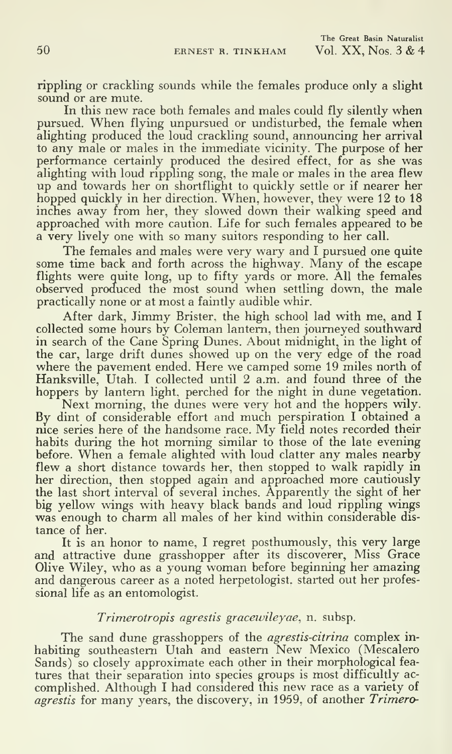rippling or crackling sounds while the females produce only a slight sound or are mute.

In this new race both females and males could fly silently when pursued. When flying unpursued or undisturbed, the female when alighting produced the loud crackling sound, announcing her arrival to any male or males in the immediate vicinity. The purpose of her performance certainly produced the desired effect, for as she was alighting with loud rippling song, the male or males in the area flew up and towards her on shortflight to quickly settle or if nearer her hopped quickly in her direction. When, however, they were 12 to 18 inches away from her, they slowed down their walking speed and approached with more caution. Life for such females appeared to be a very lively one with so many suitors responding to her call.

The females and males were very wary and I pursued one quite some time back and forth across the highway. Many of the escape flights were quite long, up to fifty yards or more. All the females observed produced the most sound when settling down, the male practically none or at most a faintly audible whir.

After dark, Jimmy Brister, the high school lad with me, and I collected some hours by Coleman lantern, then journeyed southward in search of the Cane Spring Dunes. About midnight, in the light of the car, large drift dunes showed up on the very edge of the road where the pavement ended. Here we camped some 19 miles north of Hanksville, Utah. I collected until 2 a.m. and found three of the hoppers by lantern light, perched for the night in dune vegetation.

Next morning, the dunes were very hot and the hoppers wily. By dint of considerable effort and much perspiration I obtained a nice series here of the handsome race. My field notes recorded their habits during the hot morning similar to those of the late evening before. When a female alighted with loud clatter any males nearby flew a short distance towards her, then stopped to walk rapidly in her direction, then stopped again and approached more cautiously the last short interval of several inches. Apparently the sight of her big yellow wings with heavy black bands and loud rippling wings was enough to charm all males of her kind within considerable distance of her.

It is an honor to name, I regret posthumously, this very large and attractive dune grasshopper after its discoverer, Miss Grace Olive Wiley, who as a young woman before beginning her amazing and dangerous career as a noted herpetologist, started out her professional life as an entomologist.

### *Trimerotropis agrestis gracewileyae*, n. subsp.

The sand dune grasshoppers of the *agrestis-citrina* complex inhabiting southeastern Utah and eastern New Mexico (Mescalero Sands) so closely approximate each other in their morphological features that their separation into species groups is most difficultly accomplished. Although I had considered this new race as a variety of *agrestis* for many years, the discovery, in 1959, of another *Trimero-*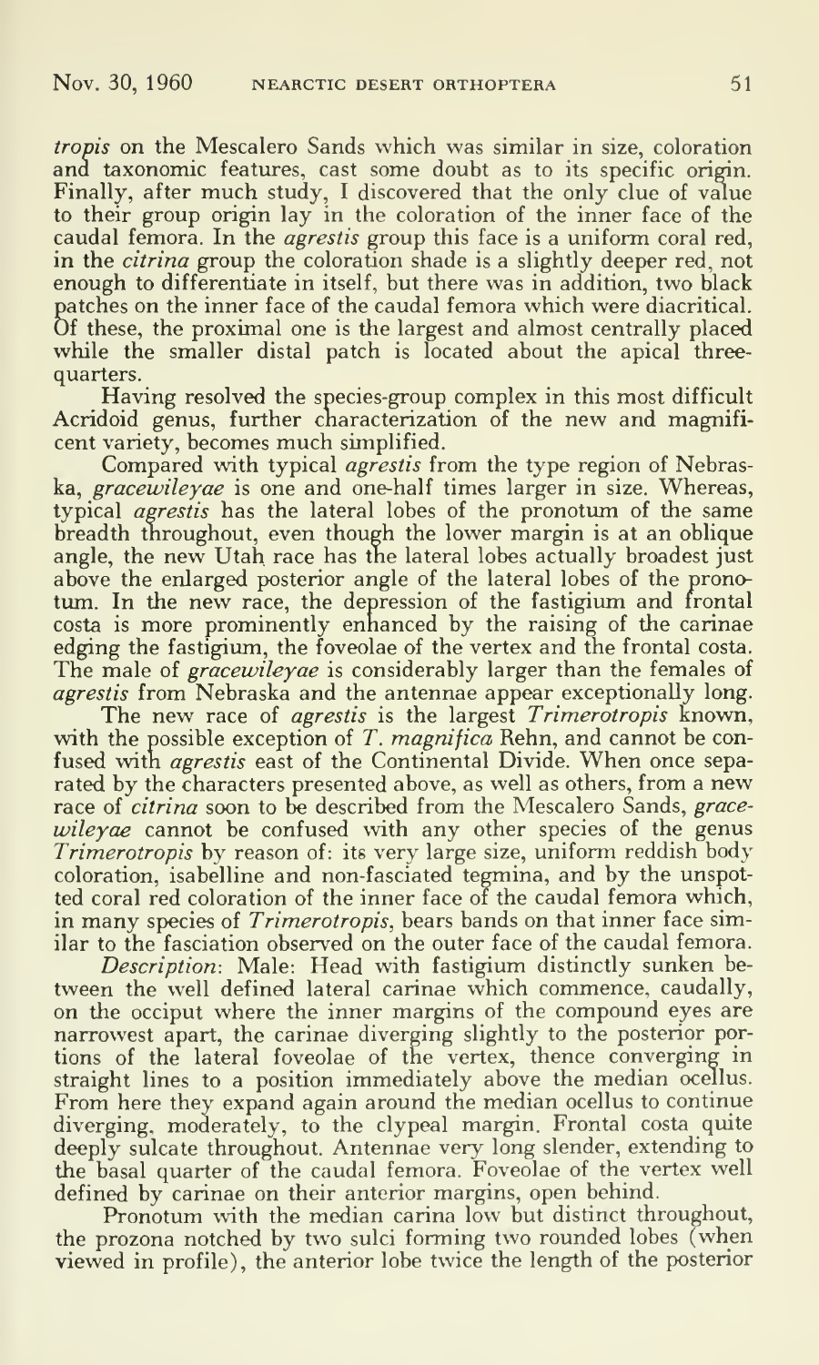*tropis* on the Mescalero Sands which was similar in size, coloration and taxonomic features, cast some doubt as to its specific origin. Finally, after much study, I discovered that the only clue of value to their group origin lay in the coloration of the inner face of the caudal femora. In the *agrestis* group this face is a uniform coral red, in the *citrina* group the coloration shade is a slightly deeper red, not enough to differentiate in itself, but there was in addition, two black patches on the inner face of the caudal femora which were diacritical. Of these, the proximal one is the largest and almost centrally placed while the smaller distal patch is located about the apical three-quarters.

Having resolved the species-group complex in this most difficult Acridoid genus, further characterization of the new and magnificent variety, becomes much simplified.

Compared with typical *agrestis* from the type region of Nebraska, *gracewileyae* is one and one-half times larger in size. Whereas, typical *agrestis* has the lateral lobes of the pronotum of the same breadth throughout, even though the lower margin is at an oblique angle, the new Utah race has the lateral lobes actually broadest just above the enlarged posterior angle of the lateral lobes of the pronotum. In the new race, the depression of the fastigium and frontal costa is more prominently enhanced by the raising of the carinae edging the fastigium, the foveolae of the vertex and the frontal costa. The male of *gracewileyae* is considerably larger than the females of *agrestis* from Nebraska and the antennae appear exceptionally long.

The new race of *agrestis* is the largest *Trimerotropis* known, with the possible exception of *T. magnifica* Rehn, and cannot be confused with *agrestis* east of the Continental Divide. When once separated by the characters presented above, as well as others, from a new race of *citrina* soon to be described from the Mescalero Sands, *gracewileyae* cannot be confused with any other species of the genus *Trimerotropis* by reason of: its very large size, uniform reddish body coloration, isabelline and non-fasciated tegmina, and by the unspotted coral red coloration of the inner face of the caudal femora which, in many species of *Trimerotropis*, bears bands on that inner face similar to the fasciation observed on the outer face of the caudal femora.

*Description*: Male: Head with fastigium distinctly sunken between the well defined lateral carinae which commence, caudally, on the occiput where the inner margins of the compound eyes are narrowest apart, the carinae diverging slightly to the posterior portions of the lateral foveolae of the vertex, thence converging in straight lines to a position immediately above the median ocellus. From here they expand again around the median ocellus to continue diverging, moderately, to the clypeal margin. Frontal costa quite deeply sulcate throughout. Antennae very long slender, extending to the basal quarter of the caudal femora. Foveolae of the vertex well defined by carinae on their anterior margins, open behind.

Pronotum with the median carina low but distinct throughout, the prozona notched by two sulci forming two rounded lobes (when viewed in profile), the anterior lobe twice the length of the posterior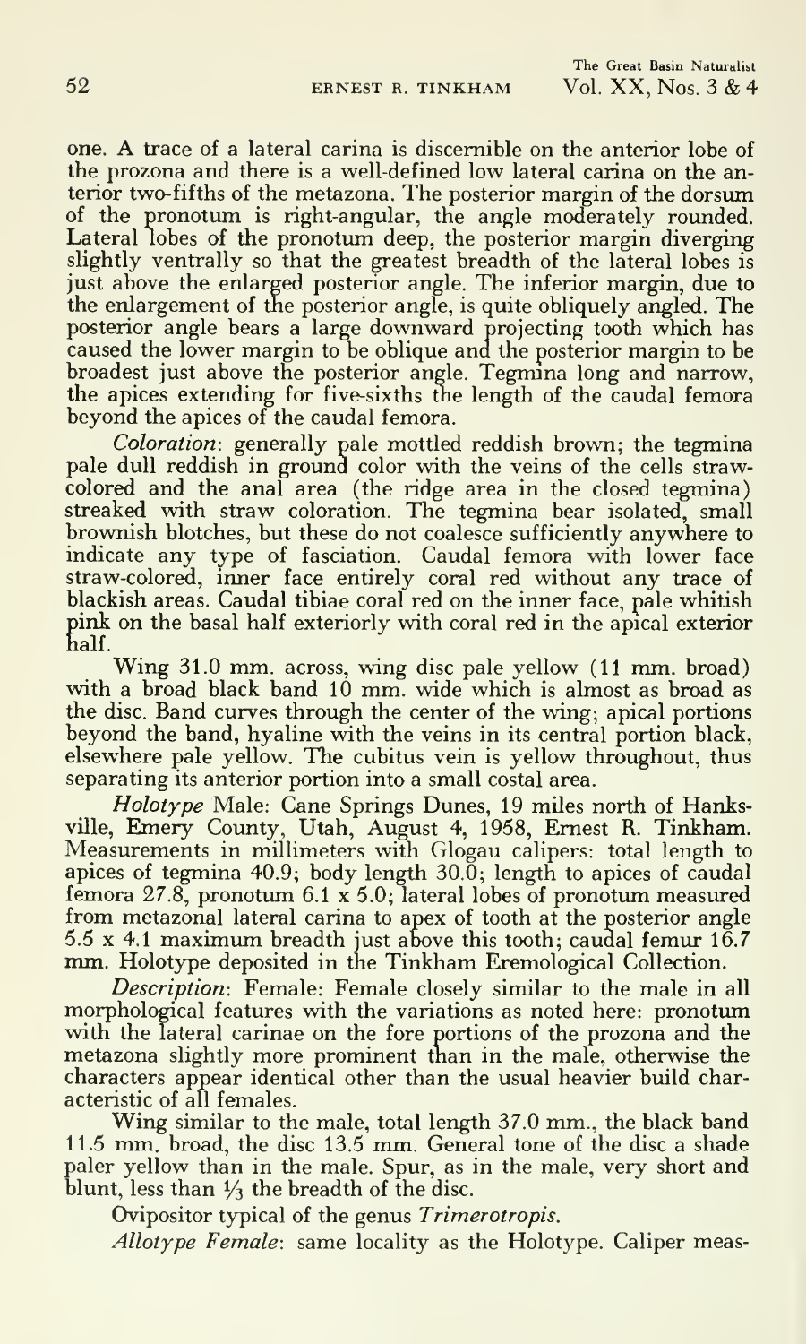one. A trace of a lateral carina is discernible on the anterior lobe of the prozona and there is a well-defined low lateral carina on the anterior two-fifths of the metazona. The posterior margin of the dorsum of the pronotum is right-angular, the angle moderately rounded. Lateral lobes of the pronotum deep, the posterior margin diverging slightly ventrally so that the greatest breadth of the lateral lobes is just above the enlarged posterior angle. The inferior margin, due to the enlargement of the posterior angle, is quite obliquely angled. The posterior angle bears a large downward projecting tooth which has caused the lower margin to be oblique and the posterior margin to be broadest just above the posterior angle. Tegmina long and narrow, the apices extending for five-sixths the length of the caudal femora beyond the apices of the caudal femora.

*Coloration*: generally pale mottled reddish brown; the tegmina pale dull reddish in ground color with the veins of the cells straw-colored and the anal area (the ridge area in the closed tegmina) streaked with straw coloration. The tegmina bear isolated, small brownish blotches, but these do not coalesce sufficiently anywhere to indicate any type of fasciation. Caudal femora with lower face straw-colored, inner face entirely coral red without any trace of blackish areas. Caudal tibiae coral red on the inner face, pale whitish pink on the basal half exteriorly with coral red in the apical exterior half.

Wing 31.0 mm. across, wing disc pale yellow (11 mm. broad) with a broad black band 10 mm. wide which is almost as broad as the disc. Band curves through the center of the wing; apical portions beyond the band, hyaline with the veins in its central portion black, elsewhere pale yellow. The cubitus vein is yellow throughout, thus separating its anterior portion into a small costal area.

*Holotype* Male: Cane Springs Dunes, 19 miles north of Hanksville, Emery County, Utah, August 4, 1958, Ernest R. Tinkham. Measurements in millimeters with Glogau calipers: total length to apices of tegmina 40.9; body length 30.0; length to apices of caudal femora 27.8, pronotum 6.1 x 5.0; lateral lobes of pronotum measured from metazonal lateral carina to apex of tooth at the posterior angle 5.5 x 4.1 maximum breadth just above this tooth; caudal femur 16.7 mm. Holotype deposited in the Tinkham Eremological Collection.

*Description*: Female: Female closely similar to the male in all morphological features with the variations as noted here: pronotum with the lateral carinae on the fore portions of the prozona and the metazona slightly more prominent than in the male, otherwise the characters appear identical other than the usual heavier build characteristic of all females.

Wing similar to the male, total length 37.0 mm., the black band 11.5 mm. broad, the disc 13.5 mm. General tone of the disc a shade paler yellow than in the male. Spur, as in the male, very short and blunt, less than ⅓ the breadth of the disc.

Ovipositor typical of the genus *Trimerotropis*.

*Allotype Female*: same locality as the Holotype. Caliper meas-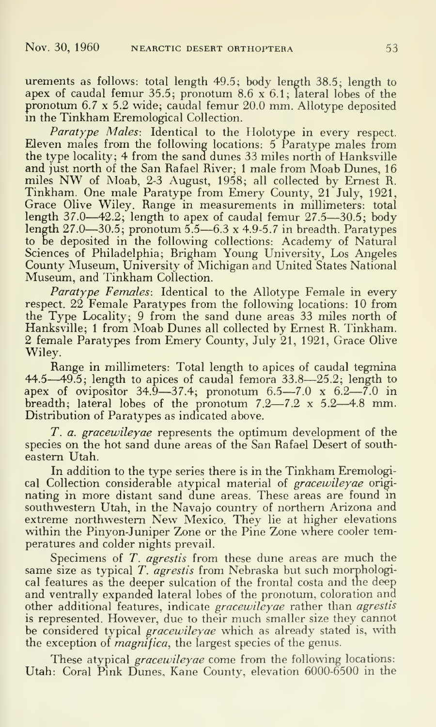urements as follows: total length 49.5; body length 38.5; length to apex of caudal femur 35.5; pronotum 8.6 x 6.1; lateral lobes of the pronotum 6.7 x 5.2 wide; caudal femur 20.0 mm. Allotype deposited in the Tinkham Eremological Collection.

*Paratype Males*: Identical to the Holotype in every respect. Eleven males from the following locations: 5 Paratype males from the type locality; 4 from the sand dunes 33 miles north of Hanksville and just north of the San Rafael River; 1 male from Moab Dunes, 16 miles NW of Moab, 2-3 August, 1958; all collected by Ernest R. Tinkham. One male Paratype from Emery County, 21 July, 1921, Grace Olive Wiley. Range in measurements in millimeters: total length 37.0—42.2; length to apex of caudal femur 27.5—30.5; body length 27.0—30.5; pronotum 5.5—6.3 x 4.9-5.7 in breadth. Paratypes to be deposited in the following collections: Academy of Natural Sciences of Philadelphia; Brigham Young University, Los Angeles County Museum, University of Michigan and United States National Museum, and Tinkham Collection.

*Paratype Females*: Identical to the Allotype Female in every respect. 22 Female Paratypes from the following locations: 10 from the Type Locality; 9 from the sand dune areas 33 miles north of Hanksville; 1 from Moab Dunes all collected by Ernest R. Tinkham. 2 female Paratypes from Emery County, July 21, 1921, Grace Olive Wiley.

Range in millimeters: Total length to apices of caudal tegmina 44.5—49.5; length to apices of caudal femora 33.8—25.2; length to apex of ovipositor 34.9—37.4; pronotum 6.5—7.0 x 6.2—7.0 in breadth; lateral lobes of the pronotum 7.2—7.2 x 5.2—4.8 mm. Distribution of Paratypes as indicated above.

*T. a. gracewileyae* represents the optimum development of the species on the hot sand dune areas of the San Rafael Desert of southeastern Utah.

In addition to the type series there is in the Tinkham Eremological Collection considerable atypical material of *gracewileyae* originating in more distant sand dune areas. These areas are found in southwestern Utah, in the Navajo country of northern Arizona and extreme northwestern New Mexico. They lie at higher elevations within the Pinyon-Juniper Zone or the Pine Zone where cooler temperatures and colder nights prevail.

Specimens of *T. agrestis* from these dune areas are much the same size as typical *T. agrestis* from Nebraska but such morphological features as the deeper sulcation of the frontal costa and the deep and ventrally expanded lateral lobes of the pronotum, coloration and other additional features, indicate *gracewileyae* rather than *agrestis* is represented. However, due to their much smaller size they cannot be considered typical *gracewileyae* which as already stated is, with the exception of *magnifica*, the largest species of the genus.

These atypical *gracewileyae* come from the following locations: Utah: Coral Pink Dunes, Kane County, elevation 6000-6500 in the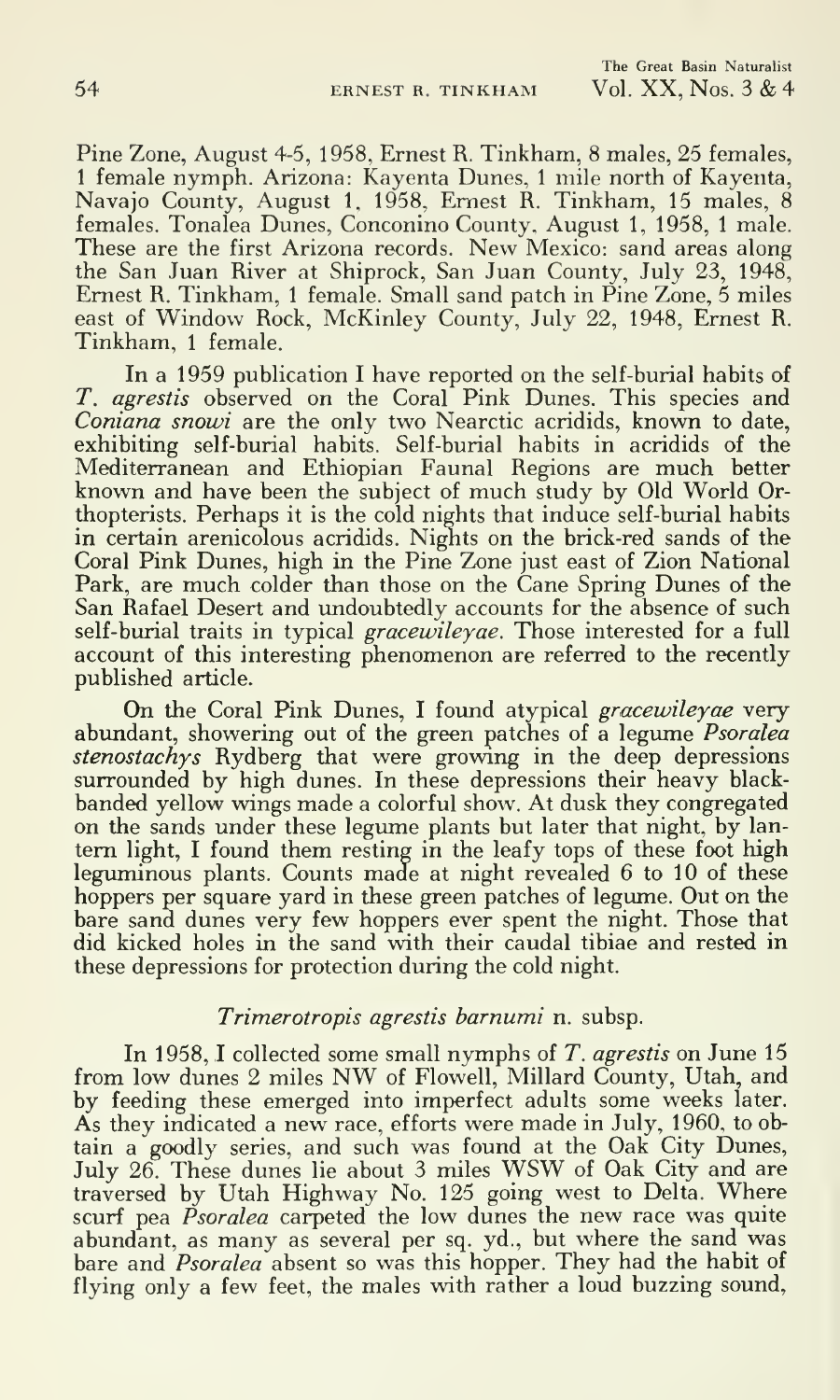Pine Zone, August 4-5, 1958, Ernest R. Tinkham, 8 males, 25 females, 1 female nymph. Arizona: Kayenta Dunes, 1 mile north of Kayenta, Navajo County, August 1, 1958, Ernest R. Tinkham, 15 males, 8 females. Tonalea Dunes, Conconino County, August 1, 1958, 1 male. These are the first Arizona records. New Mexico: sand areas along the San Juan River at Shiprock, San Juan County, July 23, 1948, Ernest R. Tinkham, 1 female. Small sand patch in Pine Zone, 5 miles east of Window Rock, McKinley County, July 22, 1948, Ernest R. Tinkham, 1 female.

In a 1959 publication I have reported on the self-burial habits of *T. agrestis* observed on the Coral Pink Dunes. This species and *Coniana snowi* are the only two Nearctic acridids, known to date, exhibiting self-burial habits. Self-burial habits in acridids of the Mediterranean and Ethiopian Faunal Regions are much better known and have been the subject of much study by Old World Orthopterists. Perhaps it is the cold nights that induce self-burial habits in certain arenicolous acridids. Nights on the brick-red sands of the Coral Pink Dunes, high in the Pine Zone just east of Zion National Park, are much colder than those on the Cane Spring Dunes of the San Rafael Desert and undoubtedly accounts for the absence of such self-burial traits in typical *gracewileyae*. Those interested for a full account of this interesting phenomenon are referred to the recently published article.

On the Coral Pink Dunes, I found atypical *gracewileyae* very abundant, showering out of the green patches of a legume *Psoralea stenostachys* Rydberg that were growing in the deep depressions surrounded by high dunes. In these depressions their heavy black-banded yellow wings made a colorful show. At dusk they congregated on the sands under these legume plants but later that night, by lantern light, I found them resting in the leafy tops of these foot high leguminous plants. Counts made at night revealed 6 to 10 of these hoppers per square yard in these green patches of legume. Out on the bare sand dunes very few hoppers ever spent the night. Those that did kicked holes in the sand with their caudal tibiae and rested in these depressions for protection during the cold night.

### *Trimerotropis agrestis barnumi* n. subsp.

In 1958, I collected some small nymphs of *T. agrestis* on June 15 from low dunes 2 miles NW of Flowell, Millard County, Utah, and by feeding these emerged into imperfect adults some weeks later. As they indicated a new race, efforts were made in July, 1960, to obtain a goodly series, and such was found at the Oak City Dunes, July 26. These dunes lie about 3 miles WSW of Oak City and are traversed by Utah Highway No. 125 going west to Delta. Where scurf pea *Psoralea* carpeted the low dunes the new race was quite abundant, as many as several per sq. yd., but where the sand was bare and *Psoralea* absent so was this hopper. They had the habit of flying only a few feet, the males with rather a loud buzzing sound,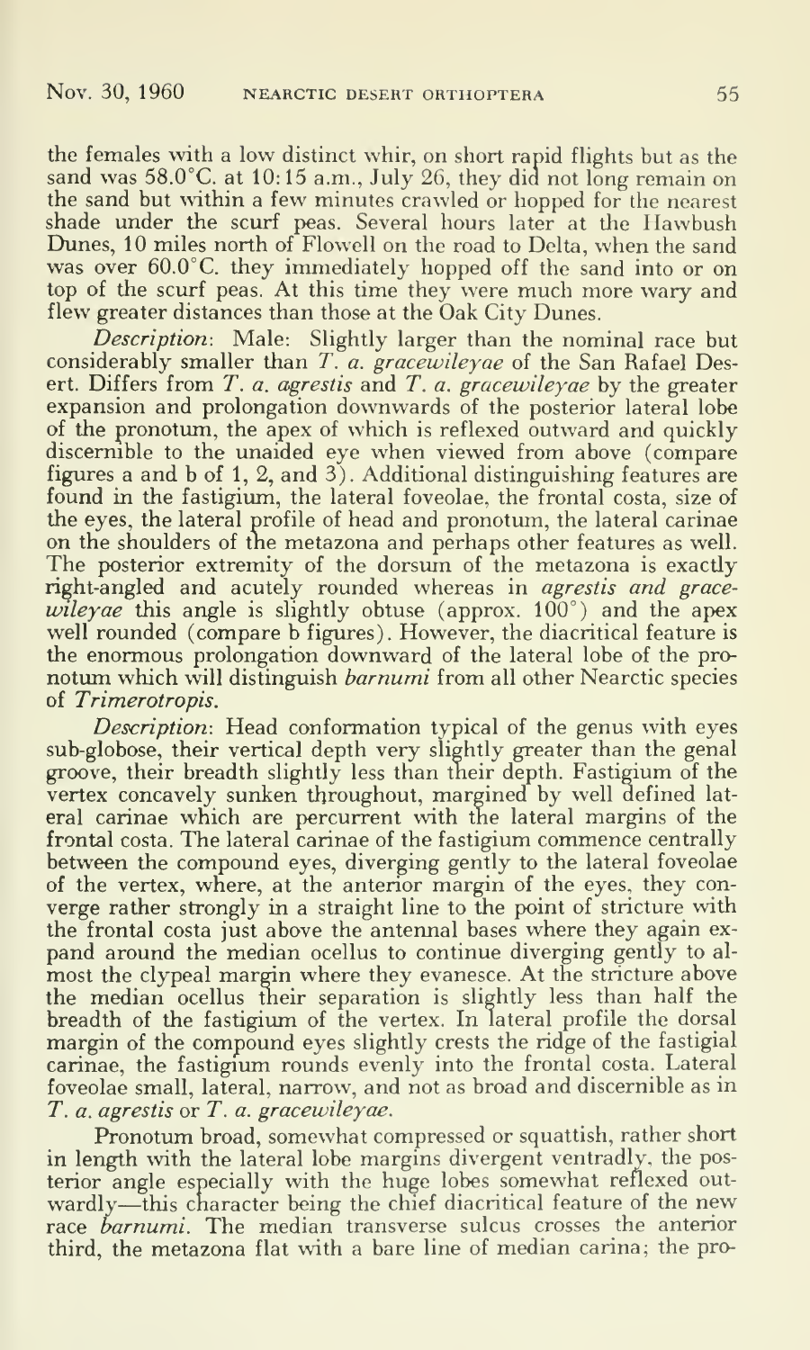the females with a low distinct whir, on short rapid flights but as the sand was 58.0°C. at 10:15 a.m., July 26, they did not long remain on the sand but within a few minutes crawled or hopped for the nearest shade under the scurf peas. Several hours later at the Hawbush Dunes, 10 miles north of Flowell on the road to Delta, when the sand was over 60.0°C. they immediately hopped off the sand into or on top of the scurf peas. At this time they were much more wary and flew greater distances than those at the Oak City Dunes.

*Description*: Male: Slightly larger than the nominal race but considerably smaller than *T. a. gracewileyae* of the San Rafael Desert. Differs from *T. a. agrestis* and *T. a. gracewileyae* by the greater expansion and prolongation downwards of the posterior lateral lobe of the pronotum, the apex of which is reflexed outward and quickly discernible to the unaided eye when viewed from above (compare figures a and b of 1, 2, and 3). Additional distinguishing features are found in the fastigium, the lateral foveolae, the frontal costa, size of the eyes, the lateral profile of head and pronotum, the lateral carinae on the shoulders of the metazona and perhaps other features as well. The posterior extremity of the dorsum of the metazona is exactly right-angled and acutely rounded whereas in *agrestis and gracewileyae* this angle is slightly obtuse (approx. 100°) and the apex well rounded (compare b figures). However, the diacritical feature is the enormous prolongation downward of the lateral lobe of the pronotum which will distinguish *barnumi* from all other Nearctic species of *Trimerotropis*.

*Description*: Head conformation typical of the genus with eyes sub-globose, their vertical depth very slightly greater than the genal groove, their breadth slightly less than their depth. Fastigium of the vertex concavely sunken throughout, margined by well defined lateral carinae which are percurrent with the lateral margins of the frontal costa. The lateral carinae of the fastigium commence centrally between the compound eyes, diverging gently to the lateral foveolae of the vertex, where, at the anterior margin of the eyes, they converge rather strongly in a straight line to the point of stricture with the frontal costa just above the antennal bases where they again expand around the median ocellus to continue diverging gently to almost the clypeal margin where they evanesce. At the stricture above the median ocellus their separation is slightly less than half the breadth of the fastigium of the vertex. In lateral profile the dorsal margin of the compound eyes slightly crests the ridge of the fastigial carinae, the fastigium rounds evenly into the frontal costa. Lateral foveolae small, lateral, narrow, and not as broad and discernible as in *T. a. agrestis* or *T. a. gracewileyae*.

Pronotum broad, somewhat compressed or squattish, rather short in length with the lateral lobe margins divergent ventradly, the posterior angle especially with the huge lobes somewhat reflexed outwardly—this character being the chief diacritical feature of the new race *barnumi*. The median transverse sulcus crosses the anterior third, the metazona flat with a bare line of median carina; the pro-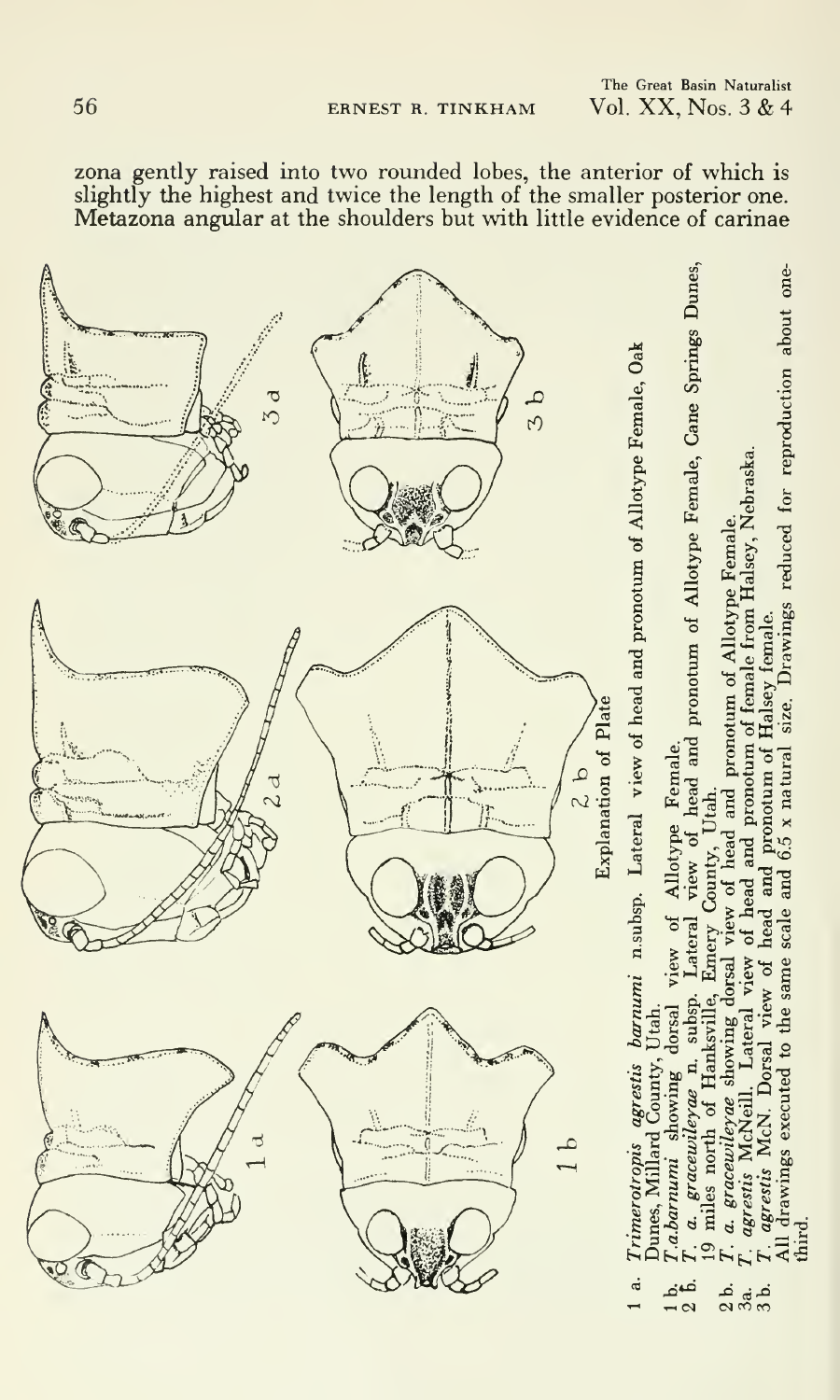zona gently raised into two rounded lobes, the anterior of which is slightly the highest and twice the length of the smaller posterior one. Metazona angular at the shoulders but with little evidence of carinae

Explanation of Plate

1 a. *Trimerotropis agrestis barnumi* n.subsp. Lateral view of head and pronotum of Allotype Female, Oak Dunes, Millard County, Utah.
1 b. *T. a. barnumi* showing dorsal view of Allotype Female.
2 a. *T. a. gracewileyae* n. subsp. Lateral view of head and pronotum of Allotype Female, Cane Springs Dunes, 19 miles north of Hanksville, Emery County, Utah.
2 b. *T. a. gracewileyae* showing dorsal view of head and pronotum of Allotype Female.
3a. *T. agrestis* McNeill. Lateral view of head and pronotum of female from Halsey, Nebraska.
3 b. *T. agrestis* McN. Dorsal view of head and pronotum of Halsey female.
All drawings executed to the same scale and 6.5 x natural size. Drawings reduced for reproduction about one-third.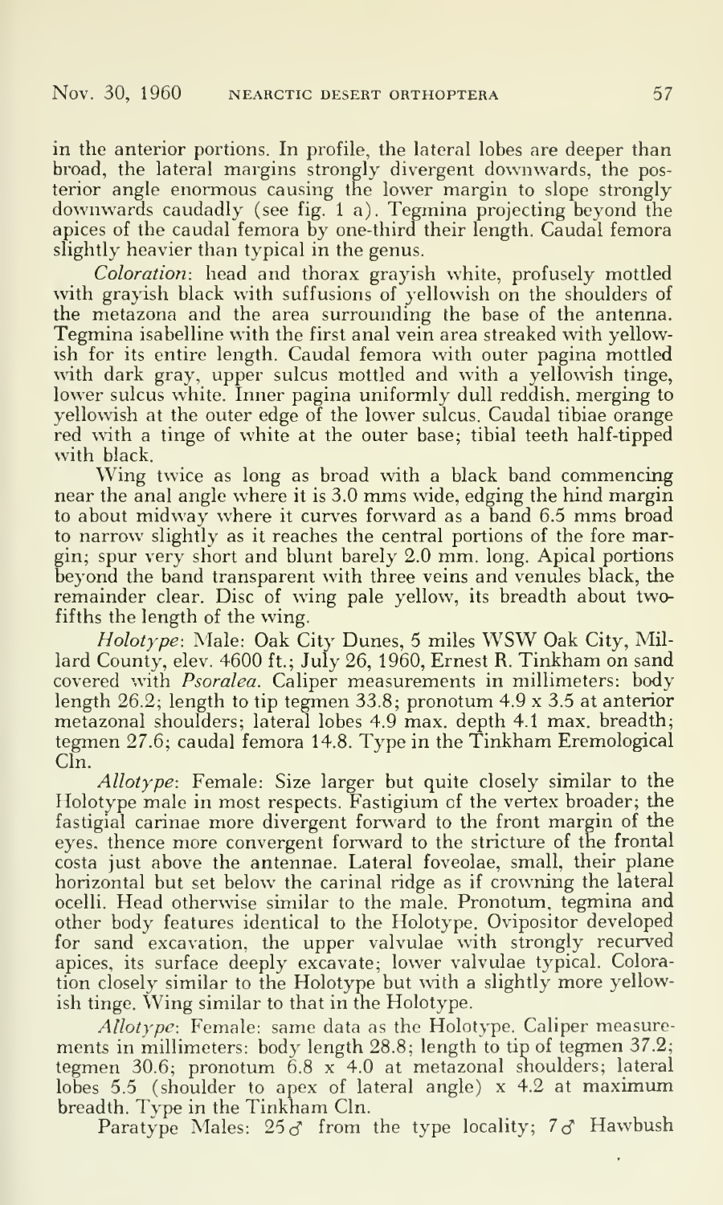in the anterior portions. In profile, the lateral lobes are deeper than broad, the lateral margins strongly divergent downwards, the posterior angle enormous causing the lower margin to slope strongly downwards caudadly (see fig. 1 a). Tegmina projecting beyond the apices of the caudal femora by one-third their length. Caudal femora slightly heavier than typical in the genus.

*Coloration*: head and thorax grayish white, profusely mottled with grayish black with suffusions of yellowish on the shoulders of the metazona and the area surrounding the base of the antenna. Tegmina isabelline with the first anal vein area streaked with yellowish for its entire length. Caudal femora with outer pagina mottled with dark gray, upper sulcus mottled and with a yellowish tinge, lower sulcus white. Inner pagina uniformly dull reddish, merging to yellowish at the outer edge of the lower sulcus. Caudal tibiae orange red with a tinge of white at the outer base; tibial teeth half-tipped with black.

Wing twice as long as broad with a black band commencing near the anal angle where it is 3.0 mms wide, edging the hind margin to about midway where it curves forward as a band 6.5 mms broad to narrow slightly as it reaches the central portions of the fore margin; spur very short and blunt barely 2.0 mm. long. Apical portions beyond the band transparent with three veins and venules black, the remainder clear. Disc of wing pale yellow, its breadth about two-fifths the length of the wing.

*Holotype*: Male: Oak City Dunes, 5 miles WSW Oak City, Millard County, elev. 4600 ft.; July 26, 1960, Ernest R. Tinkham on sand covered with *Psoralea*. Caliper measurements in millimeters: body length 26.2; length to tip tegmen 33.8; pronotum 4.9 x 3.5 at anterior metazonal shoulders; lateral lobes 4.9 max. depth 4.1 max. breadth; tegmen 27.6; caudal femora 14.8. Type in the Tinkham Eremological Cln.

*Allotype*: Female: Size larger but quite closely similar to the Holotype male in most respects. Fastigium of the vertex broader; the fastigial carinae more divergent forward to the front margin of the eyes, thence more convergent forward to the stricture of the frontal costa just above the antennae. Lateral foveolae, small, their plane horizontal but set below the carinal ridge as if crowning the lateral ocelli. Head otherwise similar to the male. Pronotum, tegmina and other body features identical to the Holotype. Ovipositor developed for sand excavation, the upper valvulae with strongly recurved apices, its surface deeply excavate; lower valvulae typical. Coloration closely similar to the Holotype but with a slightly more yellowish tinge. Wing similar to that in the Holotype.

*Allotype*: Female: same data as the Holotype. Caliper measurements in millimeters: body length 28.8; length to tip of tegmen 37.2; tegmen 30.6; pronotum 6.8 x 4.0 at metazonal shoulders; lateral lobes 5.5 (shoulder to apex of lateral angle) x 4.2 at maximum breadth. Type in the Tinkham Cln.

Paratype Males: 25♂ from the type locality; 7♂ Hawbush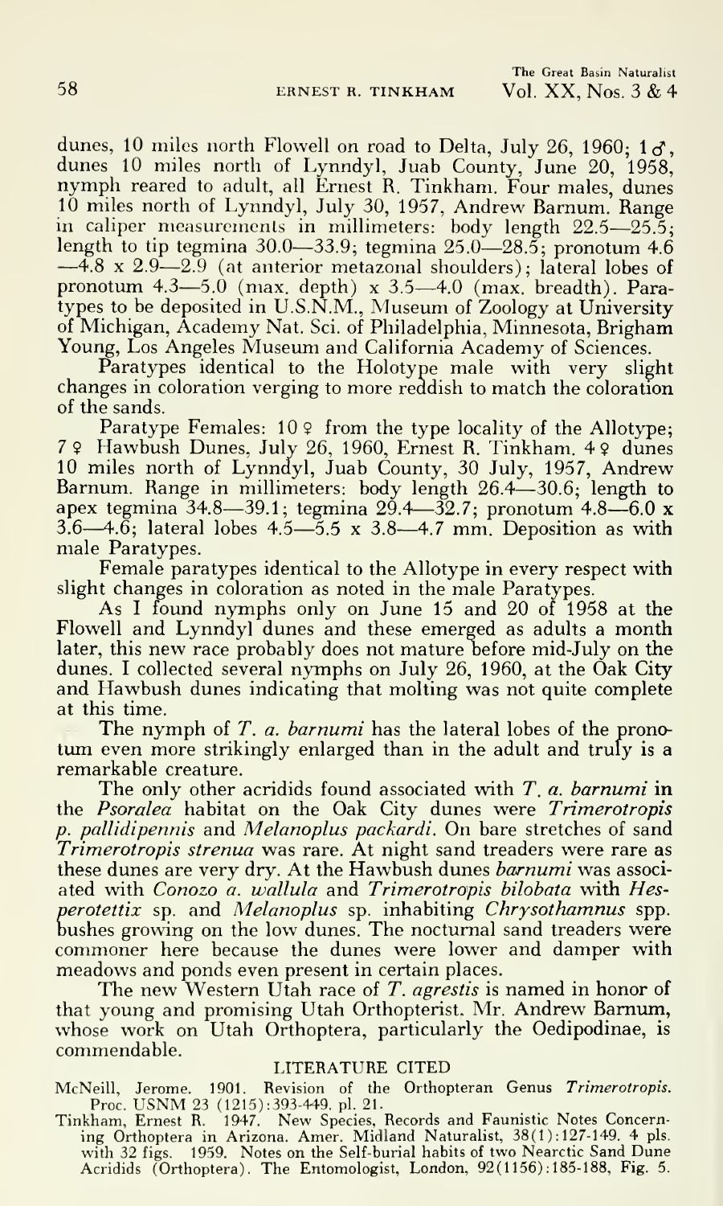dunes, 10 miles north Flowell on road to Delta, July 26, 1960; 1♂, dunes 10 miles north of Lynndyl, Juab County, June 20, 1958, nymph reared to adult, all Ernest R. Tinkham. Four males, dunes 10 miles north of Lynndyl, July 30, 1957, Andrew Barnum. Range in caliper measurements in millimeters: body length 22.5—25.5; length to tip tegmina 30.0—33.9; tegmina 25.0—28.5; pronotum 4.6—4.8 x 2.9—2.9 (at anterior metazonal shoulders); lateral lobes of pronotum 4.3—5.0 (max. depth) x 3.5—4.0 (max. breadth). Paratypes to be deposited in U.S.N.M., Museum of Zoology at University of Michigan, Academy Nat. Sci. of Philadelphia, Minnesota, Brigham Young, Los Angeles Museum and California Academy of Sciences.

Paratypes identical to the Holotype male with very slight changes in coloration verging to more reddish to match the coloration of the sands.

Paratype Females: 10 ♀ from the type locality of the Allotype; 7 ♀ Hawbush Dunes, July 26, 1960, Ernest R. Tinkham. 4 ♀ dunes 10 miles north of Lynndyl, Juab County, 30 July, 1957, Andrew Barnum. Range in millimeters: body length 26.4—30.6; length to apex tegmina 34.8—39.1; tegmina 29.4—32.7; pronotum 4.8—6.0 x 3.6—4.6; lateral lobes 4.5—5.5 x 3.8—4.7 mm. Deposition as with male Paratypes.

Female paratypes identical to the Allotype in every respect with slight changes in coloration as noted in the male Paratypes.

As I found nymphs only on June 15 and 20 of 1958 at the Flowell and Lynndyl dunes and these emerged as adults a month later, this new race probably does not mature before mid-July on the dunes. I collected several nymphs on July 26, 1960, at the Oak City and Hawbush dunes indicating that molting was not quite complete at this time.

The nymph of *T. a. barnumi* has the lateral lobes of the pronotum even more strikingly enlarged than in the adult and truly is a remarkable creature.

The only other acridids found associated with *T. a. barnumi* in the *Psoralea* habitat on the Oak City dunes were *Trimerotropis p. pallidipennis* and *Melanoplus packardi*. On bare stretches of sand *Trimerotropis strenua* was rare. At night sand treaders were rare as these dunes are very dry. At the Hawbush dunes *barnumi* was associated with *Conozo a. wallula* and *Trimerotropis bilobata* with *Hesperotettix* sp. and *Melanoplus* sp. inhabiting *Chrysothamnus* spp. bushes growing on the low dunes. The nocturnal sand treaders were commoner here because the dunes were lower and damper with meadows and ponds even present in certain places.

The new Western Utah race of *T. agrestis* is named in honor of that young and promising Utah Orthopterist. Mr. Andrew Barnum, whose work on Utah Orthoptera, particularly the Oedipodinae, is commendable.

## LITERATURE CITED

McNeill, Jerome. 1901. Revision of the Orthopteran Genus *Trimerotropis*. Proc. USNM 23 (1215):393-449. pl. 21.

Tinkham, Ernest R. 1947. New Species, Records and Faunistic Notes Concerning Orthoptera in Arizona. Amer. Midland Naturalist, 38(1):127-149. 4 pls. with 32 figs. 1959. Notes on the Self-burial habits of two Nearctic Sand Dune Acridids (Orthoptera). The Entomologist, London, 92(1156):185-188, Fig. 5.